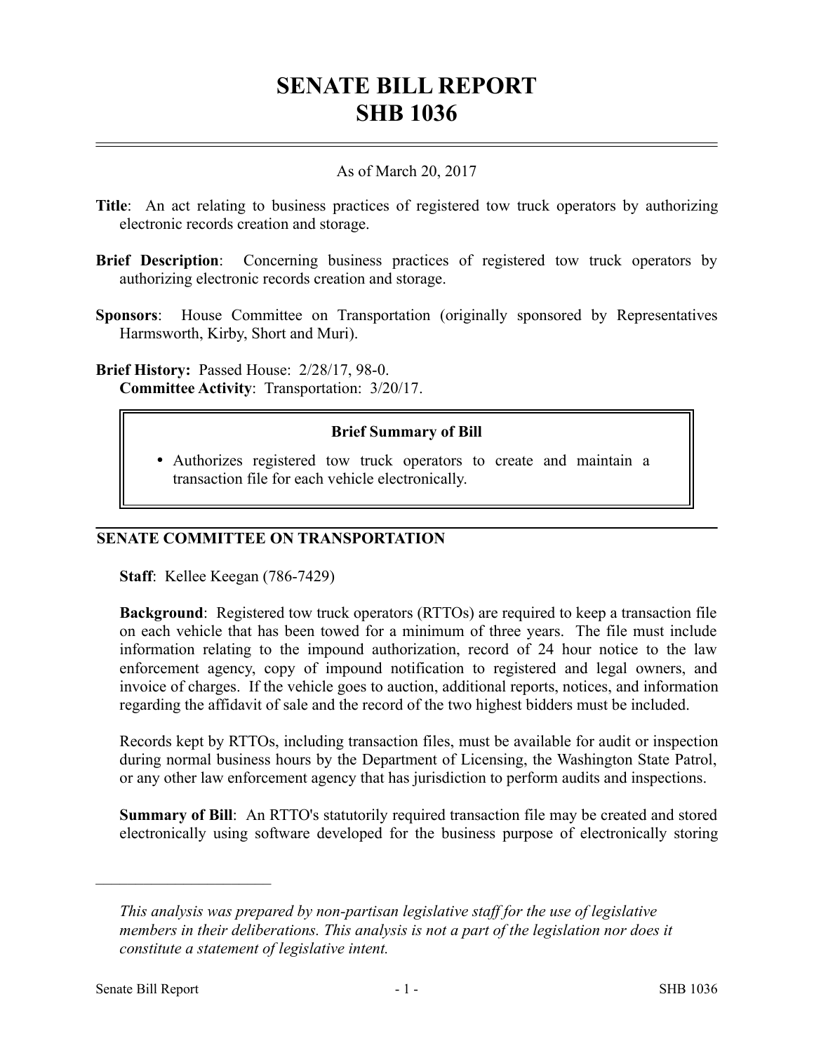# SENATE BILL REPORT
# SHB 1036

As of March 20, 2017

**Title**: An act relating to business practices of registered tow truck operators by authorizing electronic records creation and storage.

**Brief Description**: Concerning business practices of registered tow truck operators by authorizing electronic records creation and storage.

**Sponsors**: House Committee on Transportation (originally sponsored by Representatives Harmsworth, Kirby, Short and Muri).

**Brief History:** Passed House: 2/28/17, 98-0.
**Committee Activity**: Transportation: 3/20/17.

**Brief Summary of Bill**

- Authorizes registered tow truck operators to create and maintain a transaction file for each vehicle electronically.

## SENATE COMMITTEE ON TRANSPORTATION

**Staff**: Kellee Keegan (786-7429)

**Background**: Registered tow truck operators (RTTOs) are required to keep a transaction file on each vehicle that has been towed for a minimum of three years. The file must include information relating to the impound authorization, record of 24 hour notice to the law enforcement agency, copy of impound notification to registered and legal owners, and invoice of charges. If the vehicle goes to auction, additional reports, notices, and information regarding the affidavit of sale and the record of the two highest bidders must be included.

Records kept by RTTOs, including transaction files, must be available for audit or inspection during normal business hours by the Department of Licensing, the Washington State Patrol, or any other law enforcement agency that has jurisdiction to perform audits and inspections.

**Summary of Bill**: An RTTO's statutorily required transaction file may be created and stored electronically using software developed for the business purpose of electronically storing

---

*This analysis was prepared by non-partisan legislative staff for the use of legislative members in their deliberations. This analysis is not a part of the legislation nor does it constitute a statement of legislative intent.*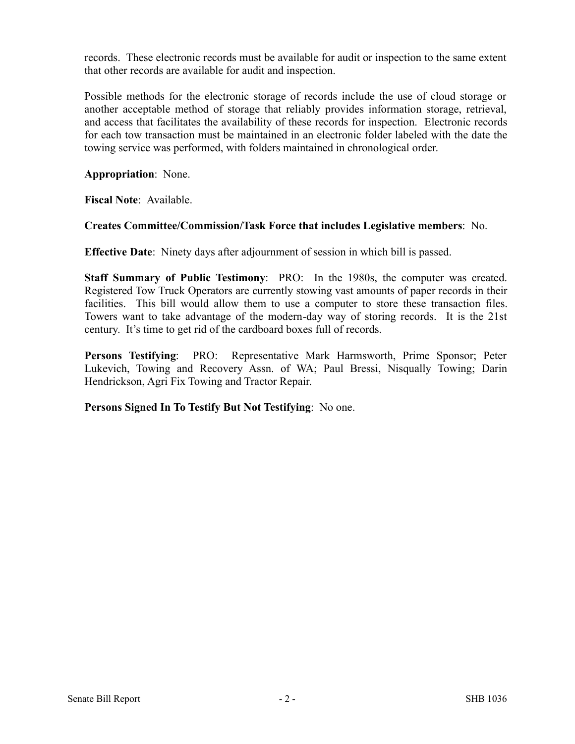records. These electronic records must be available for audit or inspection to the same extent that other records are available for audit and inspection.

Possible methods for the electronic storage of records include the use of cloud storage or another acceptable method of storage that reliably provides information storage, retrieval, and access that facilitates the availability of these records for inspection. Electronic records for each tow transaction must be maintained in an electronic folder labeled with the date the towing service was performed, with folders maintained in chronological order.

**Appropriation**: None.

**Fiscal Note**: Available.

**Creates Committee/Commission/Task Force that includes Legislative members**: No.

**Effective Date**: Ninety days after adjournment of session in which bill is passed.

**Staff Summary of Public Testimony**: PRO: In the 1980s, the computer was created. Registered Tow Truck Operators are currently stowing vast amounts of paper records in their facilities. This bill would allow them to use a computer to store these transaction files. Towers want to take advantage of the modern-day way of storing records. It is the 21st century. It's time to get rid of the cardboard boxes full of records.

**Persons Testifying**: PRO: Representative Mark Harmsworth, Prime Sponsor; Peter Lukevich, Towing and Recovery Assn. of WA; Paul Bressi, Nisqually Towing; Darin Hendrickson, Agri Fix Towing and Tractor Repair.

**Persons Signed In To Testify But Not Testifying**: No one.